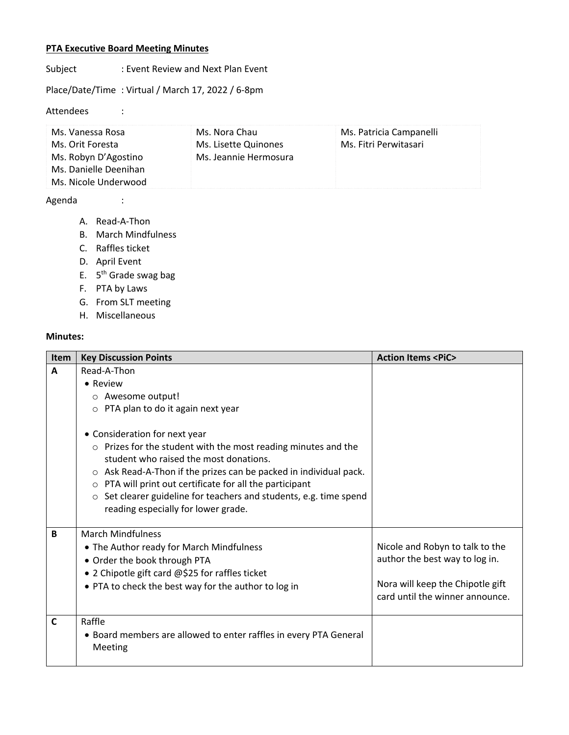**PTA Executive Board Meeting Minutes**

Subject : Event Review and Next Plan Event

Place/Date/Time : Virtual / March 17, 2022 / 6-8pm

Attendees :

| | | |
|---|---|---|
| Ms. Vanessa Rosa<br>Ms. Orit Foresta<br>Ms. Robyn D'Agostino<br>Ms. Danielle Deenihan<br>Ms. Nicole Underwood | Ms. Nora Chau<br>Ms. Lisette Quinones<br>Ms. Jeannie Hermosura | Ms. Patricia Campanelli<br>Ms. Fitri Perwitasari |

Agenda :

A. Read-A-Thon
B. March Mindfulness
C. Raffles ticket
D. April Event
E. 5th Grade swag bag
F. PTA by Laws
G. From SLT meeting
H. Miscellaneous

**Minutes:**

| Item | Key Discussion Points | Action Items <PiC> |
|---|---|---|
| **A** | Read-A-Thon<br>• Review<br>  ○ Awesome output!<br>  ○ PTA plan to do it again next year<br><br>• Consideration for next year<br>  ○ Prizes for the student with the most reading minutes and the student who raised the most donations.<br>  ○ Ask Read-A-Thon if the prizes can be packed in individual pack.<br>  ○ PTA will print out certificate for all the participant<br>  ○ Set clearer guideline for teachers and students, e.g. time spend reading especially for lower grade. | |
| **B** | March Mindfulness<br>• The Author ready for March Mindfulness<br>• Order the book through PTA<br>• 2 Chipotle gift card @$25 for raffles ticket<br>• PTA to check the best way for the author to log in | Nicole and Robyn to talk to the author the best way to log in.<br><br>Nora will keep the Chipotle gift card until the winner announce. |
| **C** | Raffle<br>• Board members are allowed to enter raffles in every PTA General Meeting | |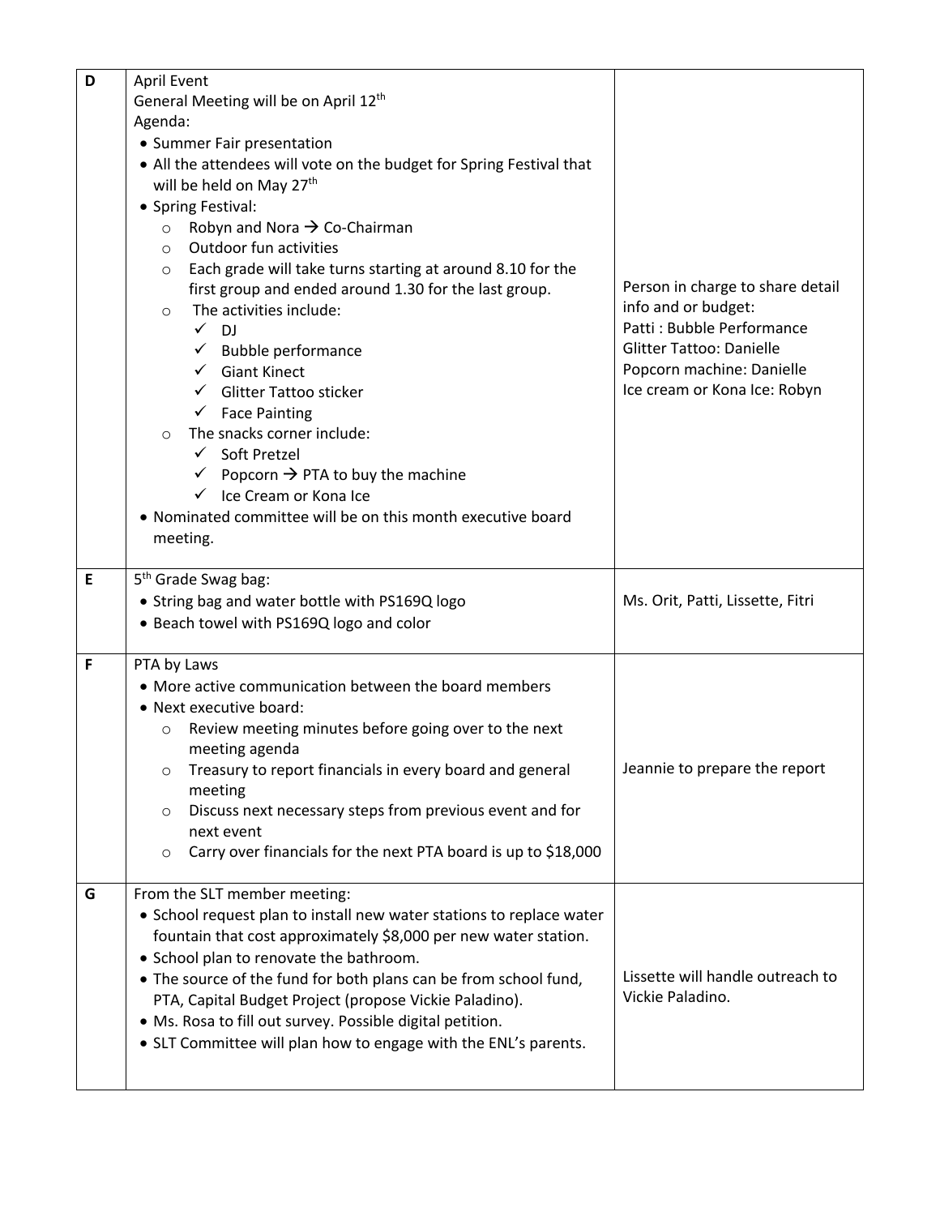| D | April Event<br>General Meeting will be on April 12th<br>Agenda:<br>• Summer Fair presentation<br>• All the attendees will vote on the budget for Spring Festival that will be held on May 27th<br>• Spring Festival:<br>○ Robyn and Nora → Co-Chairman<br>○ Outdoor fun activities<br>○ Each grade will take turns starting at around 8.10 for the first group and ended around 1.30 for the last group.<br>○ The activities include:<br>✓ DJ<br>✓ Bubble performance<br>✓ Giant Kinect<br>✓ Glitter Tattoo sticker<br>✓ Face Painting<br>○ The snacks corner include:<br>✓ Soft Pretzel<br>✓ Popcorn → PTA to buy the machine<br>✓ Ice Cream or Kona Ice<br>• Nominated committee will be on this month executive board meeting. | Person in charge to share detail info and or budget:<br>Patti : Bubble Performance<br>Glitter Tattoo: Danielle<br>Popcorn machine: Danielle<br>Ice cream or Kona Ice: Robyn |
|---|---|---|
| E | 5th Grade Swag bag:<br>• String bag and water bottle with PS169Q logo<br>• Beach towel with PS169Q logo and color | Ms. Orit, Patti, Lissette, Fitri |
| F | PTA by Laws<br>• More active communication between the board members<br>• Next executive board:<br>○ Review meeting minutes before going over to the next meeting agenda<br>○ Treasury to report financials in every board and general meeting<br>○ Discuss next necessary steps from previous event and for next event<br>○ Carry over financials for the next PTA board is up to $18,000 | Jeannie to prepare the report |
| G | From the SLT member meeting:<br>• School request plan to install new water stations to replace water fountain that cost approximately $8,000 per new water station.<br>• School plan to renovate the bathroom.<br>• The source of the fund for both plans can be from school fund, PTA, Capital Budget Project (propose Vickie Paladino).<br>• Ms. Rosa to fill out survey. Possible digital petition.<br>• SLT Committee will plan how to engage with the ENL's parents. | Lissette will handle outreach to Vickie Paladino. |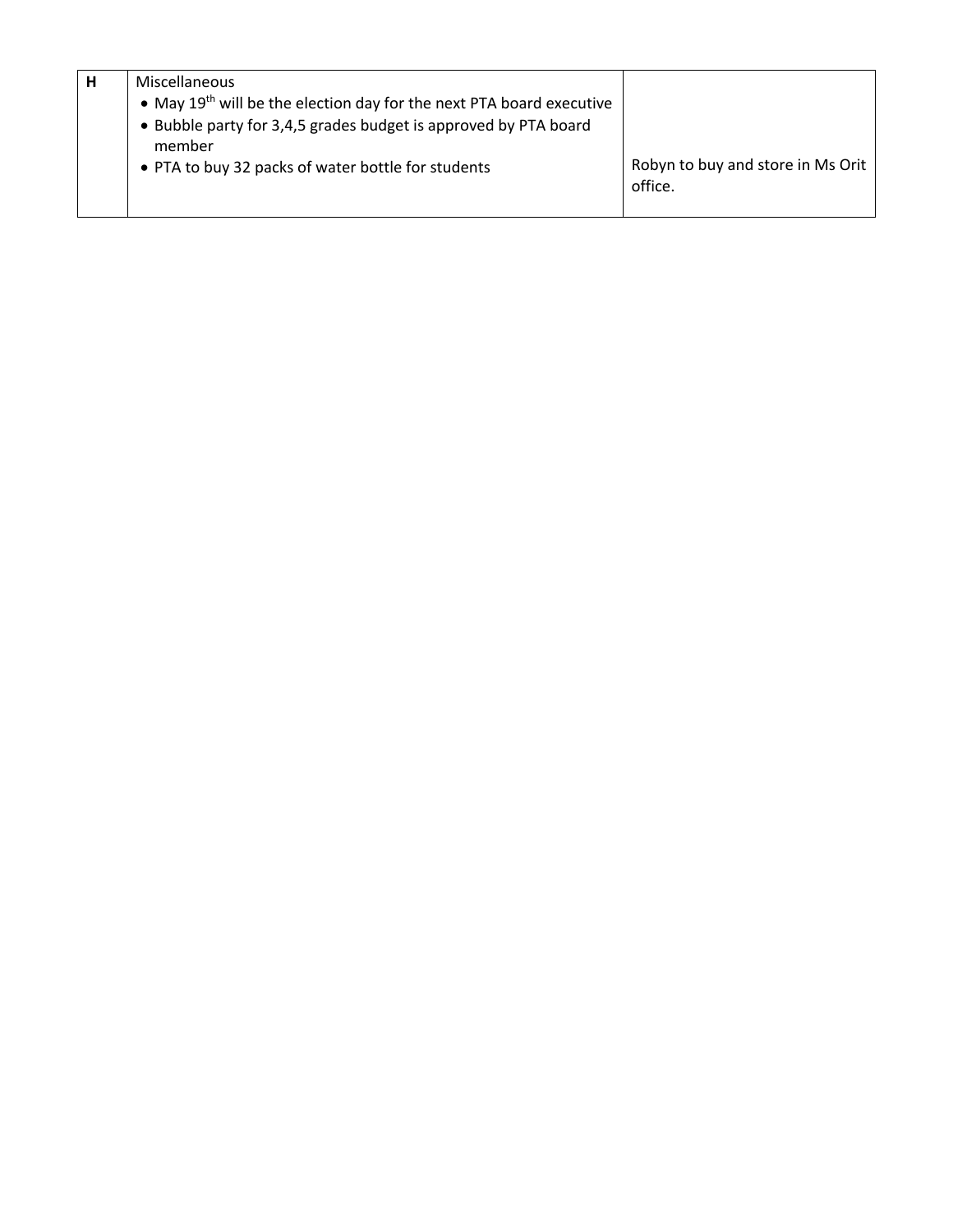| | | |
|---|---|---|
| **H** | Miscellaneous<br>• May 19th will be the election day for the next PTA board executive<br>• Bubble party for 3,4,5 grades budget is approved by PTA board member<br>• PTA to buy 32 packs of water bottle for students | Robyn to buy and store in Ms Orit office. |